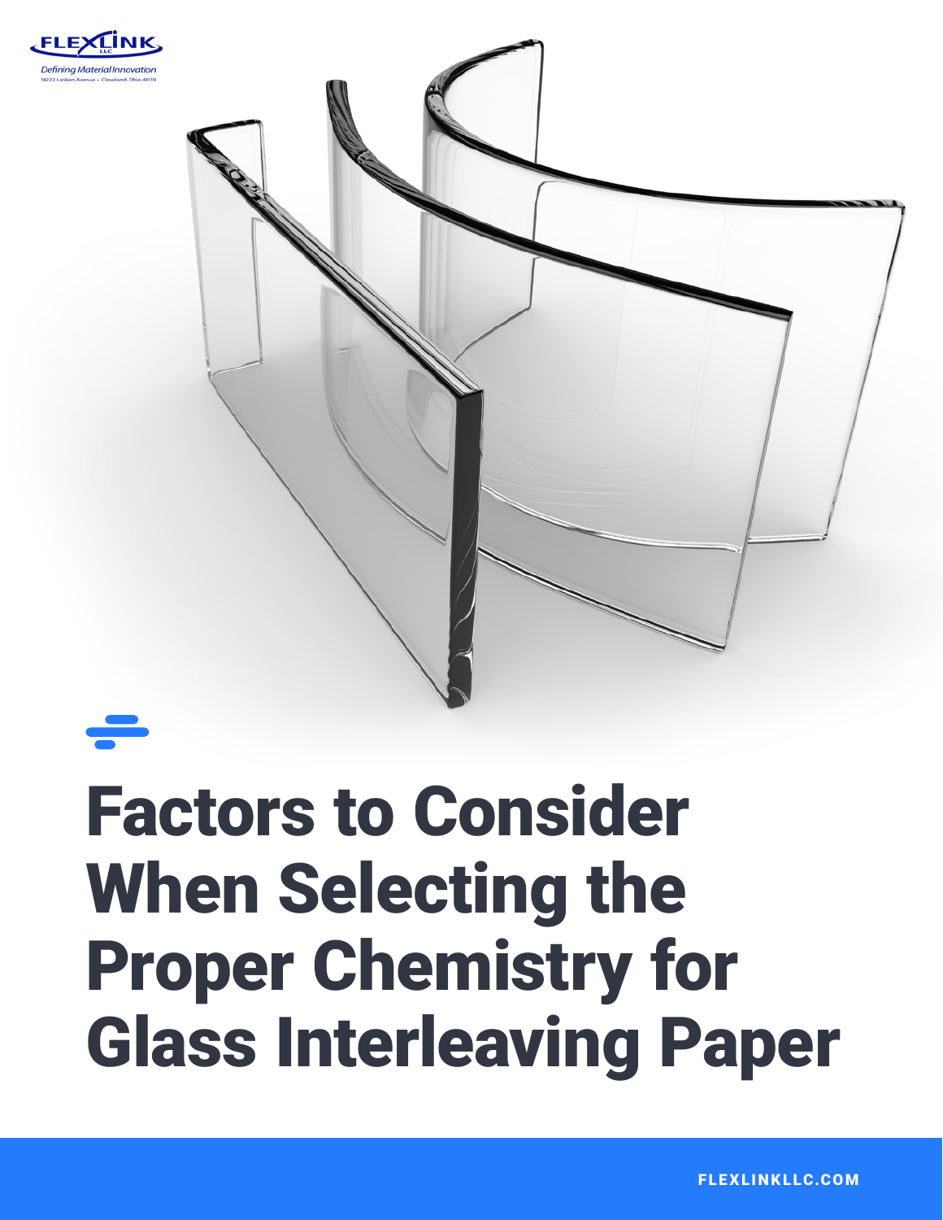FLEXLINK LLC

*Defining Material Innovation*

18222 Lanken Avenue • Cleveland, Ohio 44119

# Factors to Consider When Selecting the Proper Chemistry for Glass Interleaving Paper

FLEXLINKLLC.COM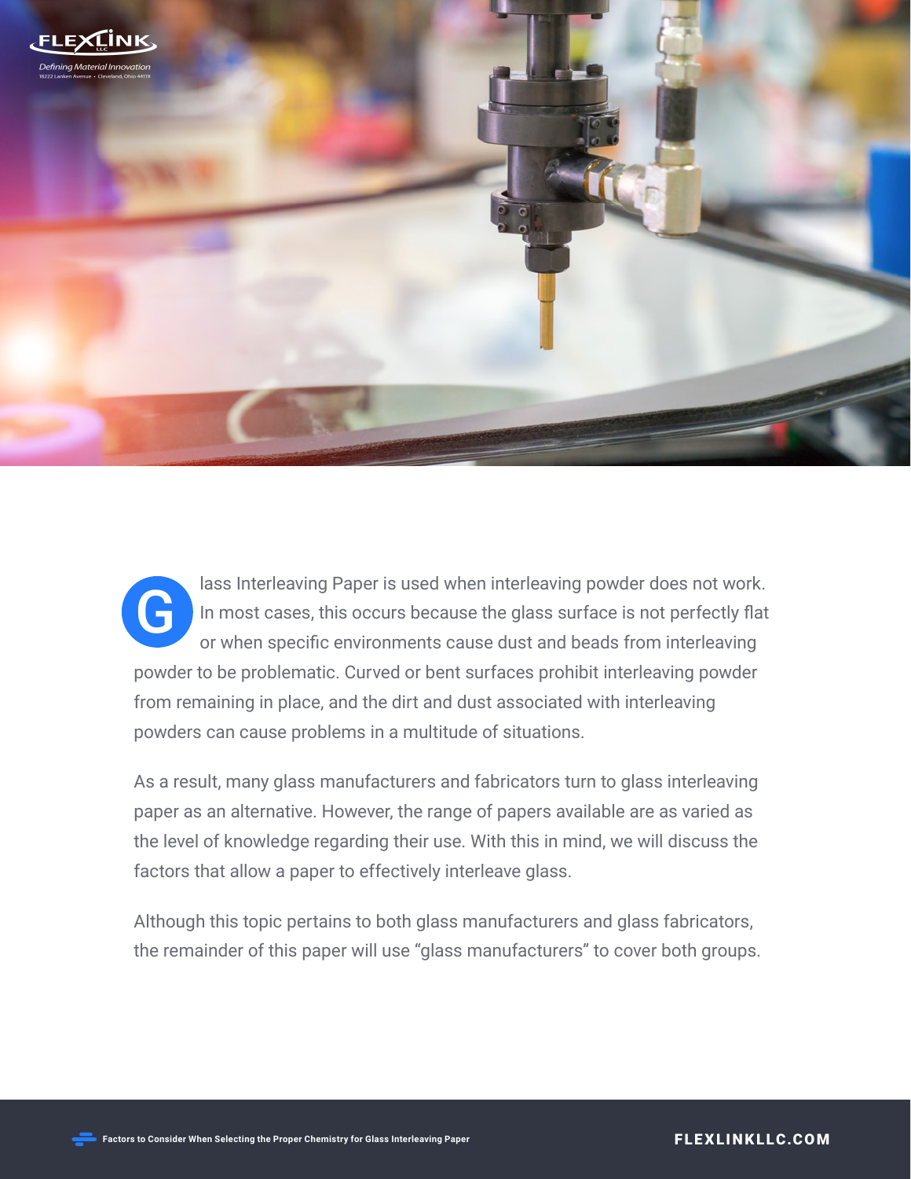Glass Interleaving Paper is used when interleaving powder does not work. In most cases, this occurs because the glass surface is not perfectly flat or when specific environments cause dust and beads from interleaving powder to be problematic. Curved or bent surfaces prohibit interleaving powder from remaining in place, and the dirt and dust associated with interleaving powders can cause problems in a multitude of situations.

As a result, many glass manufacturers and fabricators turn to glass interleaving paper as an alternative. However, the range of papers available are as varied as the level of knowledge regarding their use. With this in mind, we will discuss the factors that allow a paper to effectively interleave glass.

Although this topic pertains to both glass manufacturers and glass fabricators, the remainder of this paper will use "glass manufacturers" to cover both groups.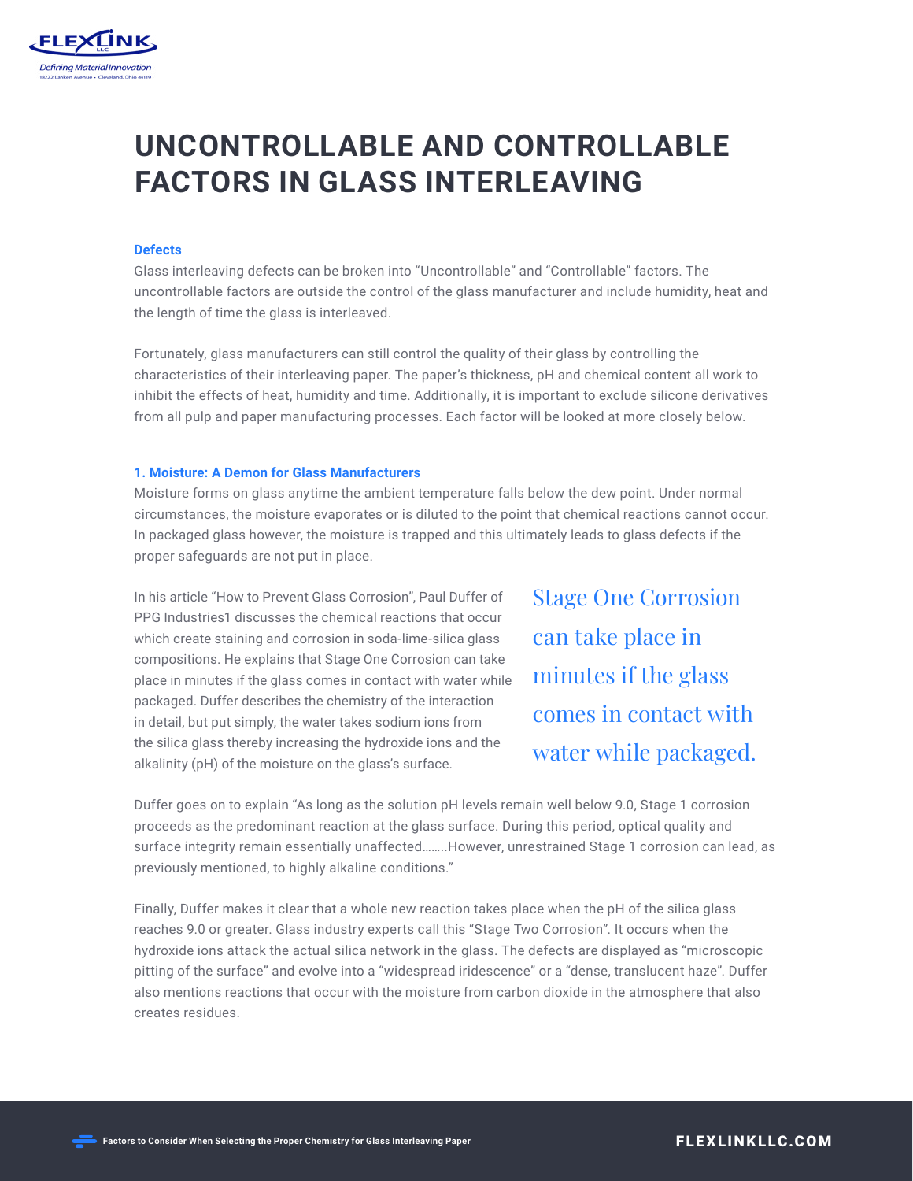# UNCONTROLLABLE AND CONTROLLABLE FACTORS IN GLASS INTERLEAVING

### Defects

Glass interleaving defects can be broken into "Uncontrollable" and "Controllable" factors. The uncontrollable factors are outside the control of the glass manufacturer and include humidity, heat and the length of time the glass is interleaved.

Fortunately, glass manufacturers can still control the quality of their glass by controlling the characteristics of their interleaving paper. The paper's thickness, pH and chemical content all work to inhibit the effects of heat, humidity and time. Additionally, it is important to exclude silicone derivatives from all pulp and paper manufacturing processes. Each factor will be looked at more closely below.

### 1. Moisture: A Demon for Glass Manufacturers

Moisture forms on glass anytime the ambient temperature falls below the dew point. Under normal circumstances, the moisture evaporates or is diluted to the point that chemical reactions cannot occur. In packaged glass however, the moisture is trapped and this ultimately leads to glass defects if the proper safeguards are not put in place.

In his article "How to Prevent Glass Corrosion", Paul Duffer of PPG Industries[1] discusses the chemical reactions that occur which create staining and corrosion in soda-lime-silica glass compositions. He explains that Stage One Corrosion can take place in minutes if the glass comes in contact with water while packaged. Duffer describes the chemistry of the interaction in detail, but put simply, the water takes sodium ions from the silica glass thereby increasing the hydroxide ions and the alkalinity (pH) of the moisture on the glass's surface.

> Stage One Corrosion can take place in minutes if the glass comes in contact with water while packaged.

Duffer goes on to explain "As long as the solution pH levels remain well below 9.0, Stage 1 corrosion proceeds as the predominant reaction at the glass surface. During this period, optical quality and surface integrity remain essentially unaffected……..However, unrestrained Stage 1 corrosion can lead, as previously mentioned, to highly alkaline conditions."

Finally, Duffer makes it clear that a whole new reaction takes place when the pH of the silica glass reaches 9.0 or greater. Glass industry experts call this "Stage Two Corrosion". It occurs when the hydroxide ions attack the actual silica network in the glass. The defects are displayed as "microscopic pitting of the surface" and evolve into a "widespread iridescence" or a "dense, translucent haze". Duffer also mentions reactions that occur with the moisture from carbon dioxide in the atmosphere that also creates residues.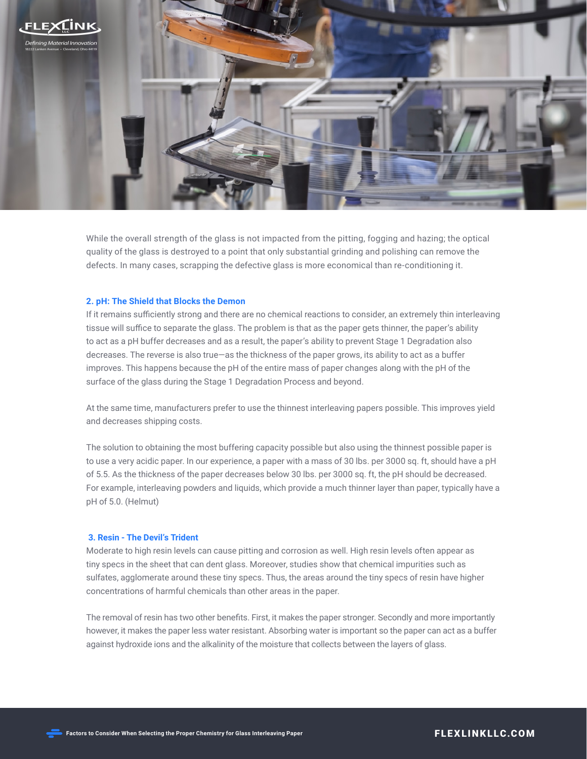While the overall strength of the glass is not impacted from the pitting, fogging and hazing; the optical quality of the glass is destroyed to a point that only substantial grinding and polishing can remove the defects. In many cases, scrapping the defective glass is more economical than re-conditioning it.

### 2. pH: The Shield that Blocks the Demon

If it remains sufficiently strong and there are no chemical reactions to consider, an extremely thin interleaving tissue will suffice to separate the glass. The problem is that as the paper gets thinner, the paper's ability to act as a pH buffer decreases and as a result, the paper's ability to prevent Stage 1 Degradation also decreases. The reverse is also true—as the thickness of the paper grows, its ability to act as a buffer improves. This happens because the pH of the entire mass of paper changes along with the pH of the surface of the glass during the Stage 1 Degradation Process and beyond.

At the same time, manufacturers prefer to use the thinnest interleaving papers possible. This improves yield and decreases shipping costs.

The solution to obtaining the most buffering capacity possible but also using the thinnest possible paper is to use a very acidic paper. In our experience, a paper with a mass of 30 lbs. per 3000 sq. ft, should have a pH of 5.5. As the thickness of the paper decreases below 30 lbs. per 3000 sq. ft, the pH should be decreased. For example, interleaving powders and liquids, which provide a much thinner layer than paper, typically have a pH of 5.0. (Helmut)

### 3. Resin - The Devil's Trident

Moderate to high resin levels can cause pitting and corrosion as well. High resin levels often appear as tiny specs in the sheet that can dent glass. Moreover, studies show that chemical impurities such as sulfates, agglomerate around these tiny specs. Thus, the areas around the tiny specs of resin have higher concentrations of harmful chemicals than other areas in the paper.

The removal of resin has two other benefits. First, it makes the paper stronger. Secondly and more importantly however, it makes the paper less water resistant. Absorbing water is important so the paper can act as a buffer against hydroxide ions and the alkalinity of the moisture that collects between the layers of glass.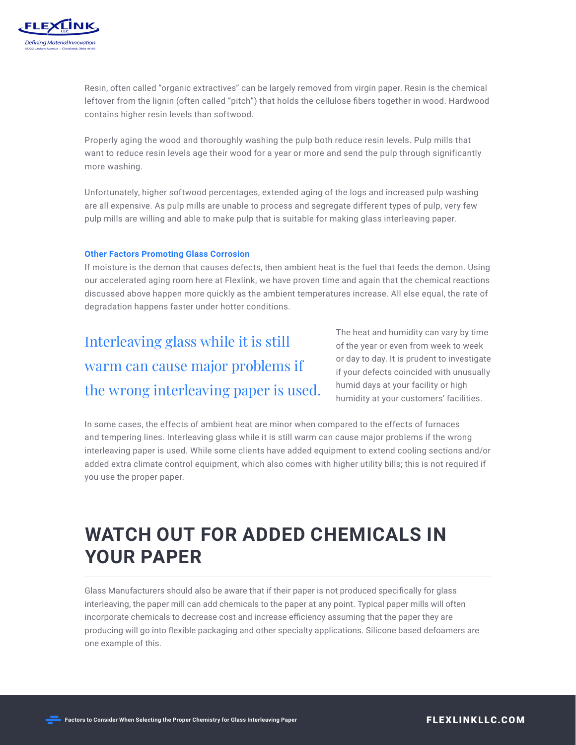Resin, often called "organic extractives" can be largely removed from virgin paper. Resin is the chemical leftover from the lignin (often called "pitch") that holds the cellulose fibers together in wood. Hardwood contains higher resin levels than softwood.

Properly aging the wood and thoroughly washing the pulp both reduce resin levels. Pulp mills that want to reduce resin levels age their wood for a year or more and send the pulp through significantly more washing.

Unfortunately, higher softwood percentages, extended aging of the logs and increased pulp washing are all expensive. As pulp mills are unable to process and segregate different types of pulp, very few pulp mills are willing and able to make pulp that is suitable for making glass interleaving paper.

### Other Factors Promoting Glass Corrosion

If moisture is the demon that causes defects, then ambient heat is the fuel that feeds the demon. Using our accelerated aging room here at Flexlink, we have proven time and again that the chemical reactions discussed above happen more quickly as the ambient temperatures increase. All else equal, the rate of degradation happens faster under hotter conditions.

> Interleaving glass while it is still warm can cause major problems if the wrong interleaving paper is used.

The heat and humidity can vary by time of the year or even from week to week or day to day. It is prudent to investigate if your defects coincided with unusually humid days at your facility or high humidity at your customers' facilities.

In some cases, the effects of ambient heat are minor when compared to the effects of furnaces and tempering lines. Interleaving glass while it is still warm can cause major problems if the wrong interleaving paper is used. While some clients have added equipment to extend cooling sections and/or added extra climate control equipment, which also comes with higher utility bills; this is not required if you use the proper paper.

## WATCH OUT FOR ADDED CHEMICALS IN YOUR PAPER

Glass Manufacturers should also be aware that if their paper is not produced specifically for glass interleaving, the paper mill can add chemicals to the paper at any point. Typical paper mills will often incorporate chemicals to decrease cost and increase efficiency assuming that the paper they are producing will go into flexible packaging and other specialty applications. Silicone based defoamers are one example of this.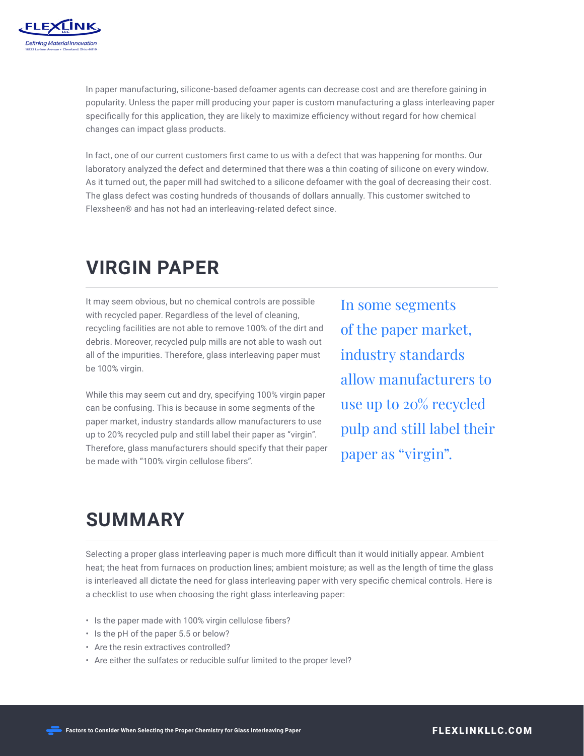In paper manufacturing, silicone-based defoamer agents can decrease cost and are therefore gaining in popularity. Unless the paper mill producing your paper is custom manufacturing a glass interleaving paper specifically for this application, they are likely to maximize efficiency without regard for how chemical changes can impact glass products.

In fact, one of our current customers first came to us with a defect that was happening for months. Our laboratory analyzed the defect and determined that there was a thin coating of silicone on every window. As it turned out, the paper mill had switched to a silicone defoamer with the goal of decreasing their cost. The glass defect was costing hundreds of thousands of dollars annually. This customer switched to Flexsheen® and has not had an interleaving-related defect since.

## VIRGIN PAPER

It may seem obvious, but no chemical controls are possible with recycled paper. Regardless of the level of cleaning, recycling facilities are not able to remove 100% of the dirt and debris. Moreover, recycled pulp mills are not able to wash out all of the impurities. Therefore, glass interleaving paper must be 100% virgin.

While this may seem cut and dry, specifying 100% virgin paper can be confusing. This is because in some segments of the paper market, industry standards allow manufacturers to use up to 20% recycled pulp and still label their paper as "virgin". Therefore, glass manufacturers should specify that their paper be made with "100% virgin cellulose fibers".

> In some segments of the paper market, industry standards allow manufacturers to use up to 20% recycled pulp and still label their paper as "virgin".

## SUMMARY

Selecting a proper glass interleaving paper is much more difficult than it would initially appear. Ambient heat; the heat from furnaces on production lines; ambient moisture; as well as the length of time the glass is interleaved all dictate the need for glass interleaving paper with very specific chemical controls. Here is a checklist to use when choosing the right glass interleaving paper:

- Is the paper made with 100% virgin cellulose fibers?
- Is the pH of the paper 5.5 or below?
- Are the resin extractives controlled?
- Are either the sulfates or reducible sulfur limited to the proper level?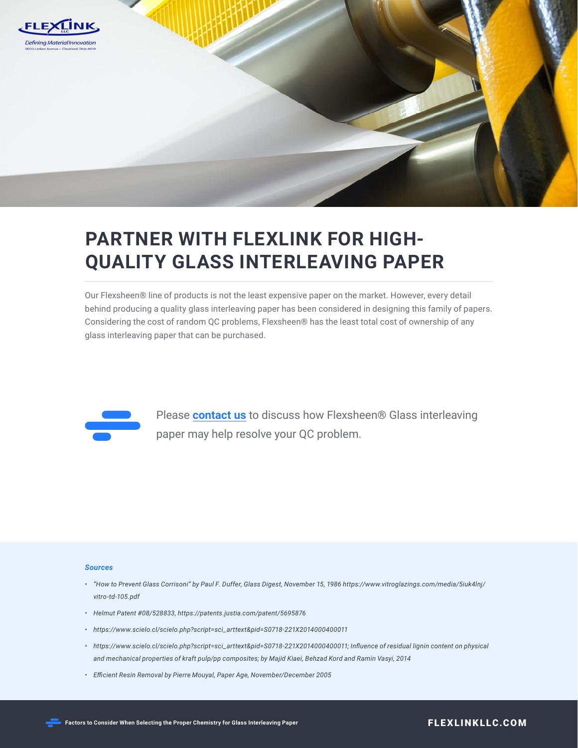# PARTNER WITH FLEXLINK FOR HIGH-QUALITY GLASS INTERLEAVING PAPER

Our Flexsheen® line of products is not the least expensive paper on the market. However, every detail behind producing a quality glass interleaving paper has been considered in designing this family of papers. Considering the cost of random QC problems, Flexsheen® has the least total cost of ownership of any glass interleaving paper that can be purchased.

Please **contact us** to discuss how Flexsheen® Glass interleaving paper may help resolve your QC problem.

***Sources***

- *"How to Prevent Glass Corrisoni" by Paul F. Duffer, Glass Digest, November 15, 1986 https://www.vitroglazings.com/media/5iuk4lnj/vitro-td-105.pdf*
- *Helmut Patent #08/528833, https://patents.justia.com/patent/5695876*
- *https://www.scielo.cl/scielo.php?script=sci_arttext&pid=S0718-221X2014000400011*
- *https://www.scielo.cl/scielo.php?script=sci_arttext&pid=S0718-221X2014000400011; Influence of residual lignin content on physical and mechanical properties of kraft pulp/pp composites; by Majid Kiaei, Behzad Kord and Ramin Vasyi, 2014*
- *Efficient Resin Removal by Pierre Mouyal, Paper Age, November/December 2005*